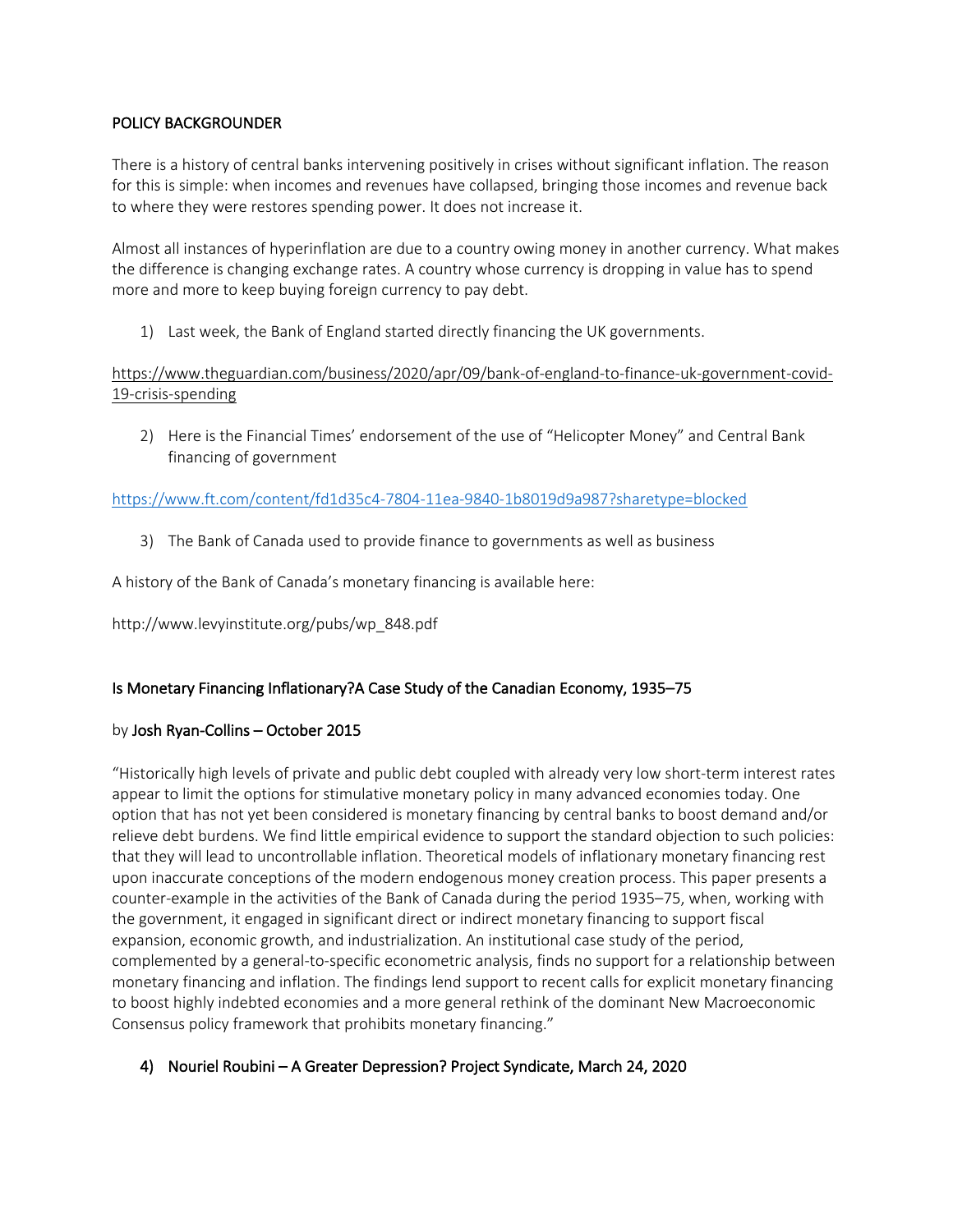# POLICY BACKGROUNDER

There is a history of central banks intervening positively in crises without significant inflation. The reason for this is simple: when incomes and revenues have collapsed, bringing those incomes and revenue back to where they were restores spending power. It does not increase it.

Almost all instances of hyperinflation are due to a country owing money in another currency. What makes the difference is changing exchange rates. A country whose currency is dropping in value has to spend more and more to keep buying foreign currency to pay debt.

1) Last week, the Bank of England started directly financing the UK governments.

https://www.theguardian.com/business/2020/apr/09/bank-of-england-to-finance-uk-government-covid-19-crisis-spending

2) Here is the Financial Times' endorsement of the use of "Helicopter Money" and Central Bank financing of government

https://www.ft.com/content/fd1d35c4-7804-11ea-9840-1b8019d9a987?sharetype=blocked

3) The Bank of Canada used to provide finance to governments as well as business

A history of the Bank of Canada's monetary financing is available here:

http://www.levyinstitute.org/pubs/wp_848.pdf

## Is Monetary Financing Inflationary?A Case Study of the Canadian Economy, 1935–75

by Josh Ryan-Collins – October 2015

"Historically high levels of private and public debt coupled with already very low short-term interest rates appear to limit the options for stimulative monetary policy in many advanced economies today. One option that has not yet been considered is monetary financing by central banks to boost demand and/or relieve debt burdens. We find little empirical evidence to support the standard objection to such policies: that they will lead to uncontrollable inflation. Theoretical models of inflationary monetary financing rest upon inaccurate conceptions of the modern endogenous money creation process. This paper presents a counter-example in the activities of the Bank of Canada during the period 1935–75, when, working with the government, it engaged in significant direct or indirect monetary financing to support fiscal expansion, economic growth, and industrialization. An institutional case study of the period, complemented by a general-to-specific econometric analysis, finds no support for a relationship between monetary financing and inflation. The findings lend support to recent calls for explicit monetary financing to boost highly indebted economies and a more general rethink of the dominant New Macroeconomic Consensus policy framework that prohibits monetary financing."

## 4) Nouriel Roubini – A Greater Depression? Project Syndicate, March 24, 2020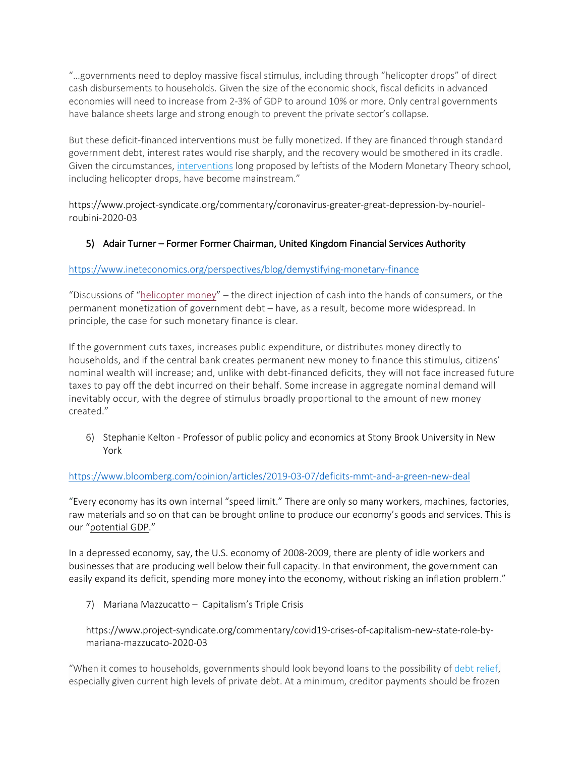"…governments need to deploy massive fiscal stimulus, including through "helicopter drops" of direct cash disbursements to households. Given the size of the economic shock, fiscal deficits in advanced economies will need to increase from 2-3% of GDP to around 10% or more. Only central governments have balance sheets large and strong enough to prevent the private sector's collapse.

But these deficit-financed interventions must be fully monetized. If they are financed through standard government debt, interest rates would rise sharply, and the recovery would be smothered in its cradle. Given the circumstances, interventions long proposed by leftists of the Modern Monetary Theory school, including helicopter drops, have become mainstream."

https://www.project-syndicate.org/commentary/coronavirus-greater-great-depression-by-nouriel-roubini-2020-03

5) **Adair Turner – Former Former Chairman, United Kingdom Financial Services Authority**

https://www.ineteconomics.org/perspectives/blog/demystifying-monetary-finance

"Discussions of "helicopter money" – the direct injection of cash into the hands of consumers, or the permanent monetization of government debt – have, as a result, become more widespread. In principle, the case for such monetary finance is clear.

If the government cuts taxes, increases public expenditure, or distributes money directly to households, and if the central bank creates permanent new money to finance this stimulus, citizens' nominal wealth will increase; and, unlike with debt-financed deficits, they will not face increased future taxes to pay off the debt incurred on their behalf. Some increase in aggregate nominal demand will inevitably occur, with the degree of stimulus broadly proportional to the amount of new money created."

6) Stephanie Kelton - Professor of public policy and economics at Stony Brook University in New York

https://www.bloomberg.com/opinion/articles/2019-03-07/deficits-mmt-and-a-green-new-deal

"Every economy has its own internal "speed limit." There are only so many workers, machines, factories, raw materials and so on that can be brought online to produce our economy's goods and services. This is our "potential GDP."

In a depressed economy, say, the U.S. economy of 2008-2009, there are plenty of idle workers and businesses that are producing well below their full capacity. In that environment, the government can easily expand its deficit, spending more money into the economy, without risking an inflation problem."

7) Mariana Mazzucatto – Capitalism's Triple Crisis

https://www.project-syndicate.org/commentary/covid19-crises-of-capitalism-new-state-role-by-mariana-mazzucato-2020-03

"When it comes to households, governments should look beyond loans to the possibility of debt relief, especially given current high levels of private debt. At a minimum, creditor payments should be frozen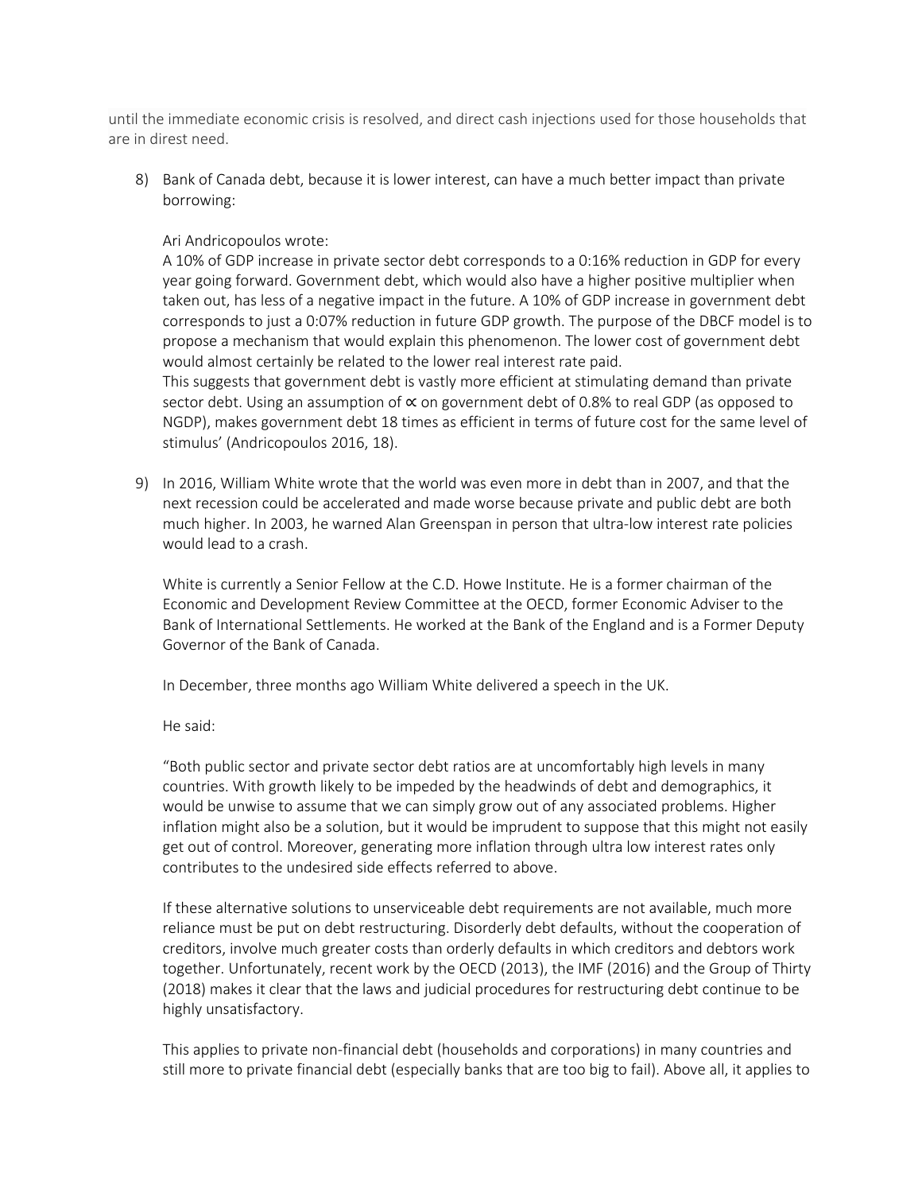until the immediate economic crisis is resolved, and direct cash injections used for those households that are in direst need.

8) Bank of Canada debt, because it is lower interest, can have a much better impact than private borrowing:

   Ari Andricopoulos wrote:
   A 10% of GDP increase in private sector debt corresponds to a 0:16% reduction in GDP for every year going forward. Government debt, which would also have a higher positive multiplier when taken out, has less of a negative impact in the future. A 10% of GDP increase in government debt corresponds to just a 0:07% reduction in future GDP growth. The purpose of the DBCF model is to propose a mechanism that would explain this phenomenon. The lower cost of government debt would almost certainly be related to the lower real interest rate paid.
   This suggests that government debt is vastly more efficient at stimulating demand than private sector debt. Using an assumption of ∝ on government debt of 0.8% to real GDP (as opposed to NGDP), makes government debt 18 times as efficient in terms of future cost for the same level of stimulus' (Andricopoulos 2016, 18).

9) In 2016, William White wrote that the world was even more in debt than in 2007, and that the next recession could be accelerated and made worse because private and public debt are both much higher. In 2003, he warned Alan Greenspan in person that ultra-low interest rate policies would lead to a crash.

   White is currently a Senior Fellow at the C.D. Howe Institute. He is a former chairman of the Economic and Development Review Committee at the OECD, former Economic Adviser to the Bank of International Settlements. He worked at the Bank of the England and is a Former Deputy Governor of the Bank of Canada.

   In December, three months ago William White delivered a speech in the UK.

   He said:

   "Both public sector and private sector debt ratios are at uncomfortably high levels in many countries. With growth likely to be impeded by the headwinds of debt and demographics, it would be unwise to assume that we can simply grow out of any associated problems. Higher inflation might also be a solution, but it would be imprudent to suppose that this might not easily get out of control. Moreover, generating more inflation through ultra low interest rates only contributes to the undesired side effects referred to above.

   If these alternative solutions to unserviceable debt requirements are not available, much more reliance must be put on debt restructuring. Disorderly debt defaults, without the cooperation of creditors, involve much greater costs than orderly defaults in which creditors and debtors work together. Unfortunately, recent work by the OECD (2013), the IMF (2016) and the Group of Thirty (2018) makes it clear that the laws and judicial procedures for restructuring debt continue to be highly unsatisfactory.

   This applies to private non-financial debt (households and corporations) in many countries and still more to private financial debt (especially banks that are too big to fail). Above all, it applies to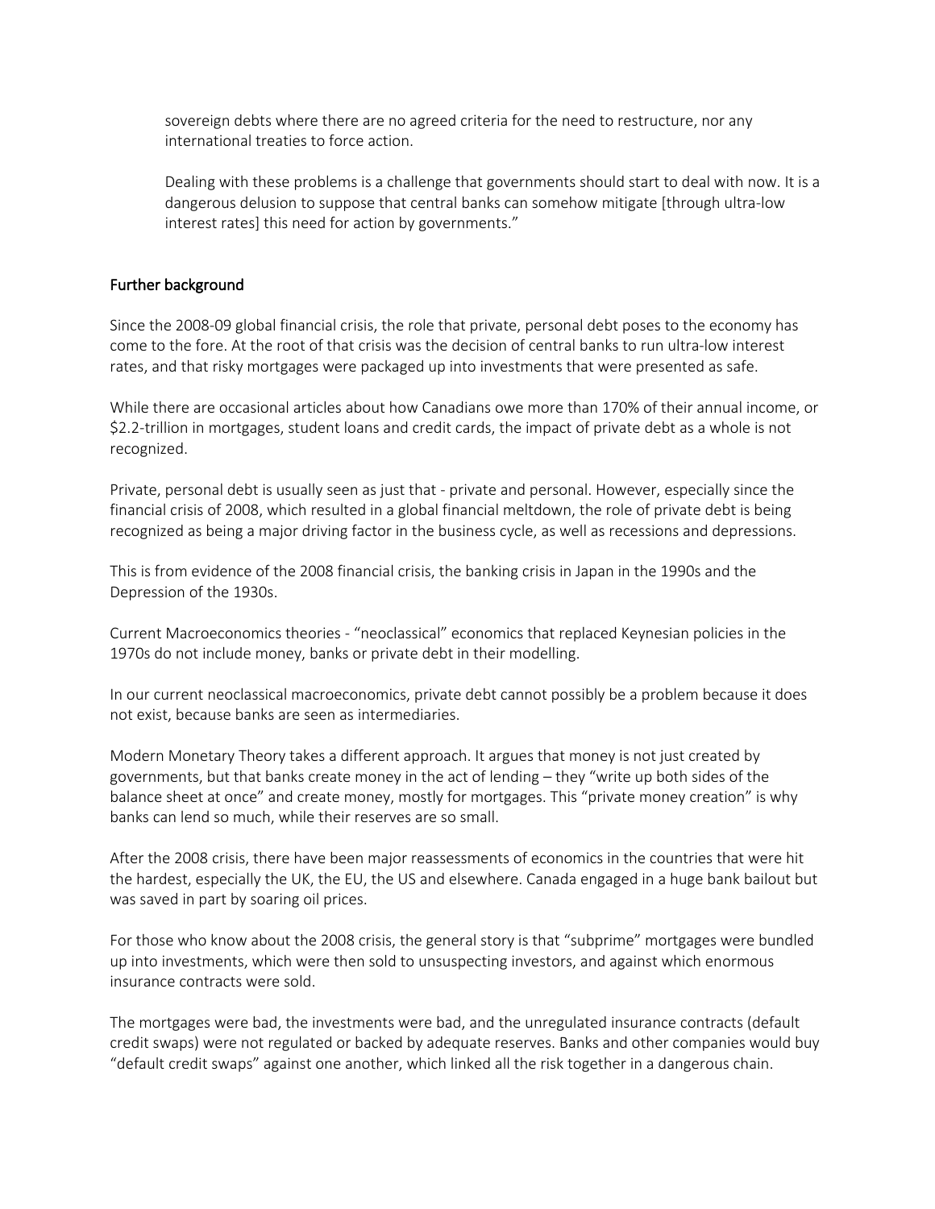> sovereign debts where there are no agreed criteria for the need to restructure, nor any international treaties to force action.
>
> Dealing with these problems is a challenge that governments should start to deal with now. It is a dangerous delusion to suppose that central banks can somehow mitigate [through ultra-low interest rates] this need for action by governments."

## Further background

Since the 2008-09 global financial crisis, the role that private, personal debt poses to the economy has come to the fore. At the root of that crisis was the decision of central banks to run ultra-low interest rates, and that risky mortgages were packaged up into investments that were presented as safe.

While there are occasional articles about how Canadians owe more than 170% of their annual income, or $2.2-trillion in mortgages, student loans and credit cards, the impact of private debt as a whole is not recognized.

Private, personal debt is usually seen as just that - private and personal. However, especially since the financial crisis of 2008, which resulted in a global financial meltdown, the role of private debt is being recognized as being a major driving factor in the business cycle, as well as recessions and depressions.

This is from evidence of the 2008 financial crisis, the banking crisis in Japan in the 1990s and the Depression of the 1930s.

Current Macroeconomics theories - "neoclassical" economics that replaced Keynesian policies in the 1970s do not include money, banks or private debt in their modelling.

In our current neoclassical macroeconomics, private debt cannot possibly be a problem because it does not exist, because banks are seen as intermediaries.

Modern Monetary Theory takes a different approach. It argues that money is not just created by governments, but that banks create money in the act of lending – they "write up both sides of the balance sheet at once" and create money, mostly for mortgages. This "private money creation" is why banks can lend so much, while their reserves are so small.

After the 2008 crisis, there have been major reassessments of economics in the countries that were hit the hardest, especially the UK, the EU, the US and elsewhere. Canada engaged in a huge bank bailout but was saved in part by soaring oil prices.

For those who know about the 2008 crisis, the general story is that "subprime" mortgages were bundled up into investments, which were then sold to unsuspecting investors, and against which enormous insurance contracts were sold.

The mortgages were bad, the investments were bad, and the unregulated insurance contracts (default credit swaps) were not regulated or backed by adequate reserves. Banks and other companies would buy "default credit swaps" against one another, which linked all the risk together in a dangerous chain.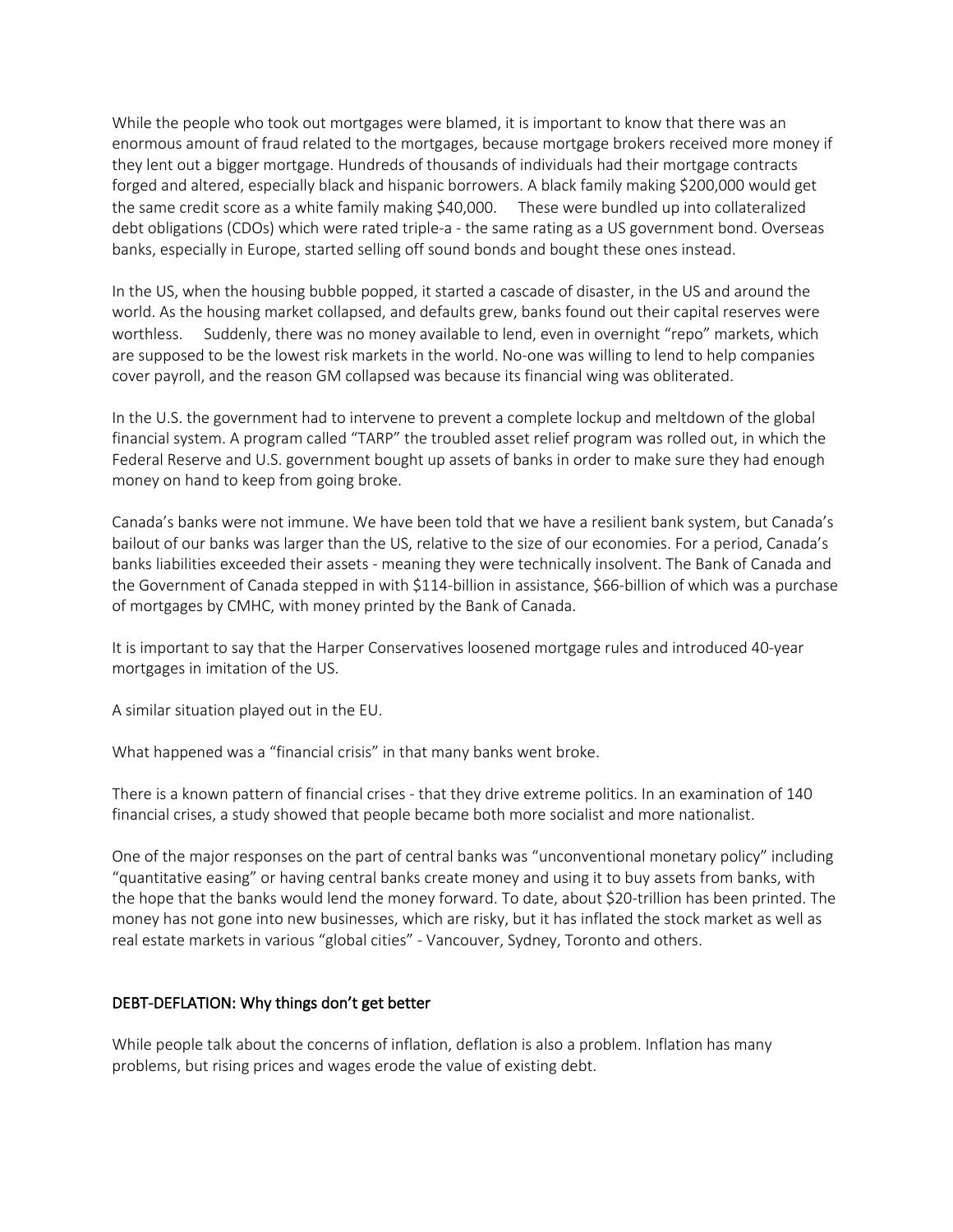While the people who took out mortgages were blamed, it is important to know that there was an enormous amount of fraud related to the mortgages, because mortgage brokers received more money if they lent out a bigger mortgage. Hundreds of thousands of individuals had their mortgage contracts forged and altered, especially black and hispanic borrowers. A black family making $200,000 would get the same credit score as a white family making $40,000. These were bundled up into collateralized debt obligations (CDOs) which were rated triple-a - the same rating as a US government bond. Overseas banks, especially in Europe, started selling off sound bonds and bought these ones instead.

In the US, when the housing bubble popped, it started a cascade of disaster, in the US and around the world. As the housing market collapsed, and defaults grew, banks found out their capital reserves were worthless. Suddenly, there was no money available to lend, even in overnight "repo" markets, which are supposed to be the lowest risk markets in the world. No-one was willing to lend to help companies cover payroll, and the reason GM collapsed was because its financial wing was obliterated.

In the U.S. the government had to intervene to prevent a complete lockup and meltdown of the global financial system. A program called "TARP" the troubled asset relief program was rolled out, in which the Federal Reserve and U.S. government bought up assets of banks in order to make sure they had enough money on hand to keep from going broke.

Canada's banks were not immune. We have been told that we have a resilient bank system, but Canada's bailout of our banks was larger than the US, relative to the size of our economies. For a period, Canada's banks liabilities exceeded their assets - meaning they were technically insolvent. The Bank of Canada and the Government of Canada stepped in with $114-billion in assistance, $66-billion of which was a purchase of mortgages by CMHC, with money printed by the Bank of Canada.

It is important to say that the Harper Conservatives loosened mortgage rules and introduced 40-year mortgages in imitation of the US.

A similar situation played out in the EU.

What happened was a "financial crisis" in that many banks went broke.

There is a known pattern of financial crises - that they drive extreme politics. In an examination of 140 financial crises, a study showed that people became both more socialist and more nationalist.

One of the major responses on the part of central banks was "unconventional monetary policy" including "quantitative easing" or having central banks create money and using it to buy assets from banks, with the hope that the banks would lend the money forward. To date, about $20-trillion has been printed. The money has not gone into new businesses, which are risky, but it has inflated the stock market as well as real estate markets in various "global cities" - Vancouver, Sydney, Toronto and others.

## DEBT-DEFLATION: Why things don't get better

While people talk about the concerns of inflation, deflation is also a problem. Inflation has many problems, but rising prices and wages erode the value of existing debt.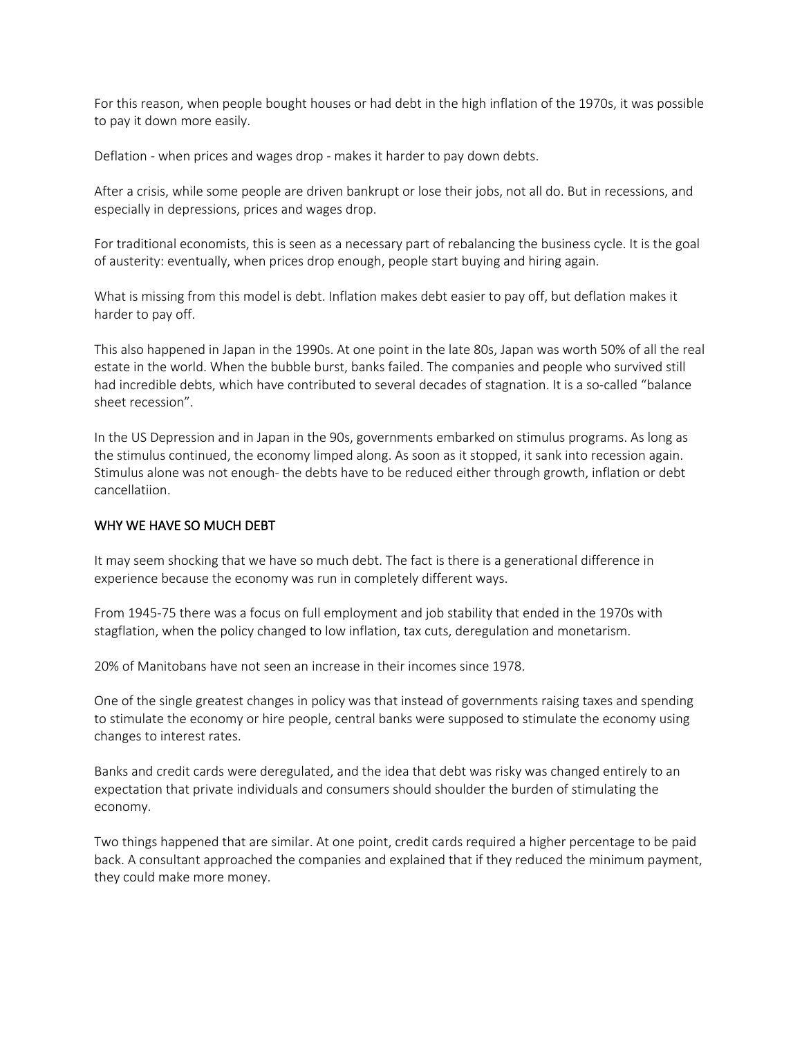For this reason, when people bought houses or had debt in the high inflation of the 1970s, it was possible to pay it down more easily.

Deflation - when prices and wages drop - makes it harder to pay down debts.

After a crisis, while some people are driven bankrupt or lose their jobs, not all do. But in recessions, and especially in depressions, prices and wages drop.

For traditional economists, this is seen as a necessary part of rebalancing the business cycle. It is the goal of austerity: eventually, when prices drop enough, people start buying and hiring again.

What is missing from this model is debt. Inflation makes debt easier to pay off, but deflation makes it harder to pay off.

This also happened in Japan in the 1990s. At one point in the late 80s, Japan was worth 50% of all the real estate in the world. When the bubble burst, banks failed. The companies and people who survived still had incredible debts, which have contributed to several decades of stagnation. It is a so-called "balance sheet recession".

In the US Depression and in Japan in the 90s, governments embarked on stimulus programs. As long as the stimulus continued, the economy limped along. As soon as it stopped, it sank into recession again. Stimulus alone was not enough- the debts have to be reduced either through growth, inflation or debt cancellatiion.

## WHY WE HAVE SO MUCH DEBT

It may seem shocking that we have so much debt. The fact is there is a generational difference in experience because the economy was run in completely different ways.

From 1945-75 there was a focus on full employment and job stability that ended in the 1970s with stagflation, when the policy changed to low inflation, tax cuts, deregulation and monetarism.

20% of Manitobans have not seen an increase in their incomes since 1978.

One of the single greatest changes in policy was that instead of governments raising taxes and spending to stimulate the economy or hire people, central banks were supposed to stimulate the economy using changes to interest rates.

Banks and credit cards were deregulated, and the idea that debt was risky was changed entirely to an expectation that private individuals and consumers should shoulder the burden of stimulating the economy.

Two things happened that are similar. At one point, credit cards required a higher percentage to be paid back. A consultant approached the companies and explained that if they reduced the minimum payment, they could make more money.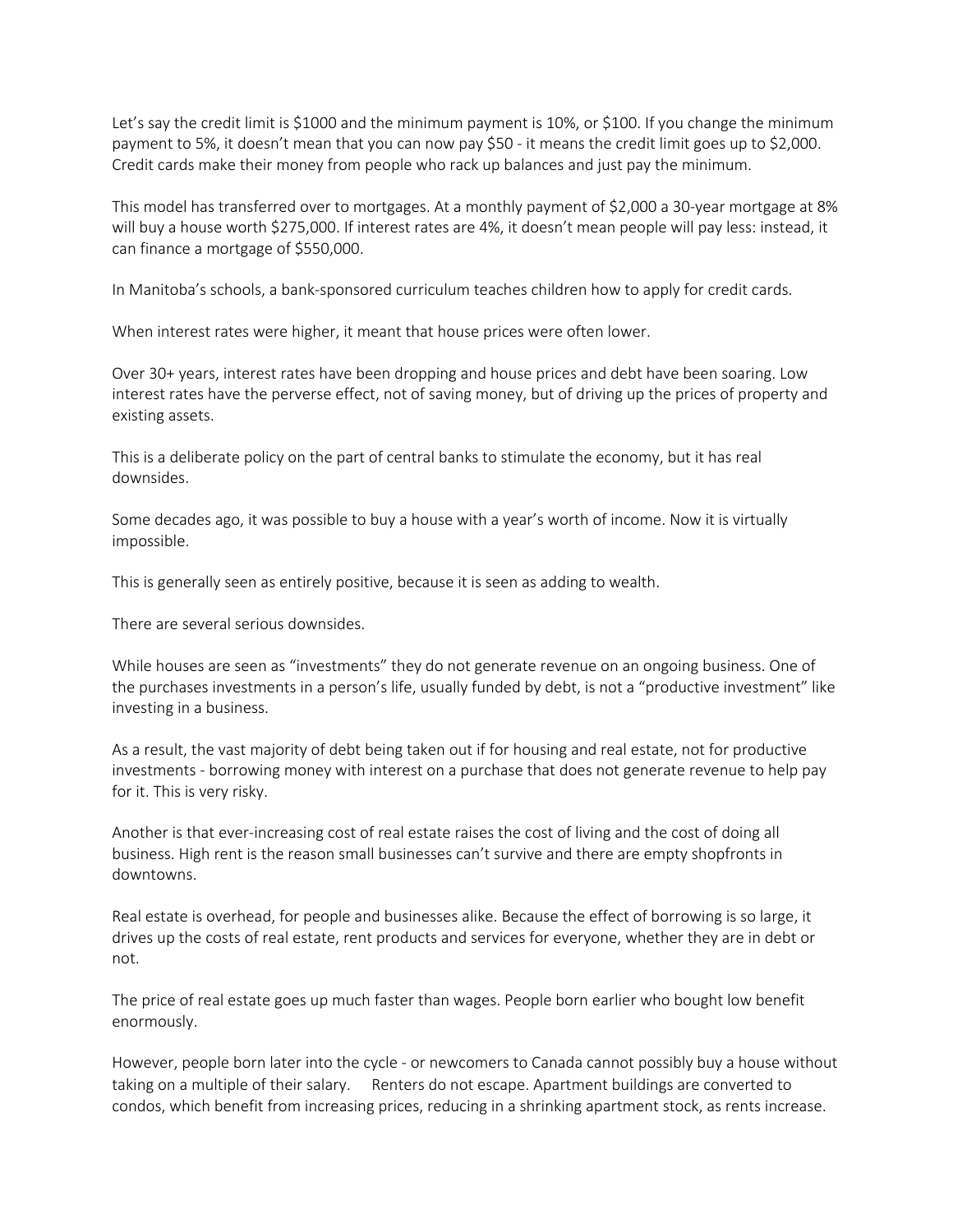Let's say the credit limit is $1000 and the minimum payment is 10%, or $100. If you change the minimum payment to 5%, it doesn't mean that you can now pay $50 - it means the credit limit goes up to $2,000. Credit cards make their money from people who rack up balances and just pay the minimum.

This model has transferred over to mortgages. At a monthly payment of $2,000 a 30-year mortgage at 8% will buy a house worth $275,000. If interest rates are 4%, it doesn't mean people will pay less: instead, it can finance a mortgage of $550,000.

In Manitoba's schools, a bank-sponsored curriculum teaches children how to apply for credit cards.

When interest rates were higher, it meant that house prices were often lower.

Over 30+ years, interest rates have been dropping and house prices and debt have been soaring. Low interest rates have the perverse effect, not of saving money, but of driving up the prices of property and existing assets.

This is a deliberate policy on the part of central banks to stimulate the economy, but it has real downsides.

Some decades ago, it was possible to buy a house with a year's worth of income. Now it is virtually impossible.

This is generally seen as entirely positive, because it is seen as adding to wealth.

There are several serious downsides.

While houses are seen as "investments" they do not generate revenue on an ongoing business. One of the purchases investments in a person's life, usually funded by debt, is not a "productive investment" like investing in a business.

As a result, the vast majority of debt being taken out if for housing and real estate, not for productive investments - borrowing money with interest on a purchase that does not generate revenue to help pay for it. This is very risky.

Another is that ever-increasing cost of real estate raises the cost of living and the cost of doing all business. High rent is the reason small businesses can't survive and there are empty shopfronts in downtowns.

Real estate is overhead, for people and businesses alike. Because the effect of borrowing is so large, it drives up the costs of real estate, rent products and services for everyone, whether they are in debt or not.

The price of real estate goes up much faster than wages. People born earlier who bought low benefit enormously.

However, people born later into the cycle - or newcomers to Canada cannot possibly buy a house without taking on a multiple of their salary. Renters do not escape. Apartment buildings are converted to condos, which benefit from increasing prices, reducing in a shrinking apartment stock, as rents increase.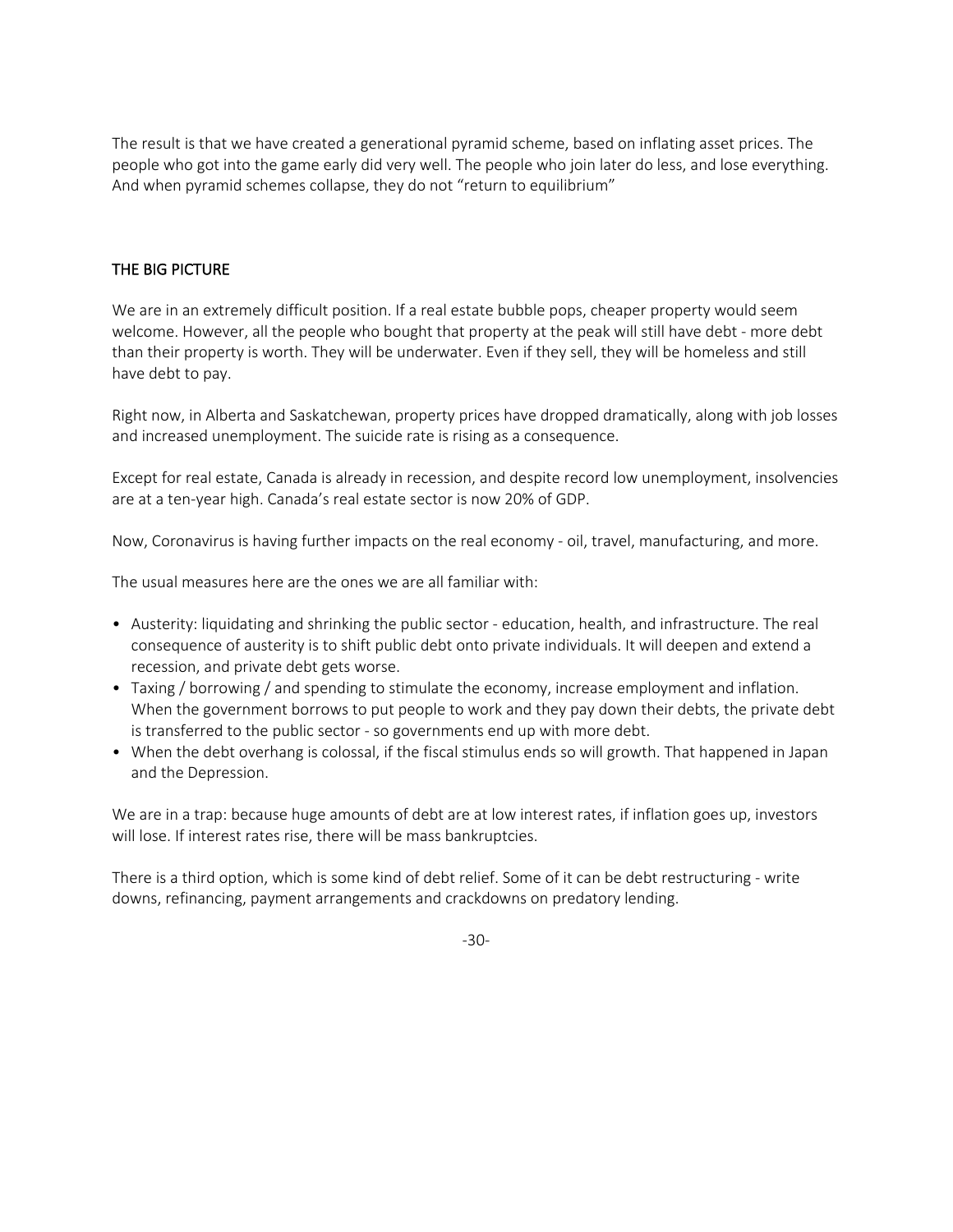The result is that we have created a generational pyramid scheme, based on inflating asset prices. The people who got into the game early did very well. The people who join later do less, and lose everything. And when pyramid schemes collapse, they do not "return to equilibrium"

## THE BIG PICTURE

We are in an extremely difficult position. If a real estate bubble pops, cheaper property would seem welcome. However, all the people who bought that property at the peak will still have debt - more debt than their property is worth. They will be underwater. Even if they sell, they will be homeless and still have debt to pay.

Right now, in Alberta and Saskatchewan, property prices have dropped dramatically, along with job losses and increased unemployment. The suicide rate is rising as a consequence.

Except for real estate, Canada is already in recession, and despite record low unemployment, insolvencies are at a ten-year high. Canada's real estate sector is now 20% of GDP.

Now, Coronavirus is having further impacts on the real economy - oil, travel, manufacturing, and more.

The usual measures here are the ones we are all familiar with:

- Austerity: liquidating and shrinking the public sector - education, health, and infrastructure. The real consequence of austerity is to shift public debt onto private individuals. It will deepen and extend a recession, and private debt gets worse.
- Taxing / borrowing / and spending to stimulate the economy, increase employment and inflation. When the government borrows to put people to work and they pay down their debts, the private debt is transferred to the public sector - so governments end up with more debt.
- When the debt overhang is colossal, if the fiscal stimulus ends so will growth. That happened in Japan and the Depression.

We are in a trap: because huge amounts of debt are at low interest rates, if inflation goes up, investors will lose. If interest rates rise, there will be mass bankruptcies.

There is a third option, which is some kind of debt relief. Some of it can be debt restructuring - write downs, refinancing, payment arrangements and crackdowns on predatory lending.